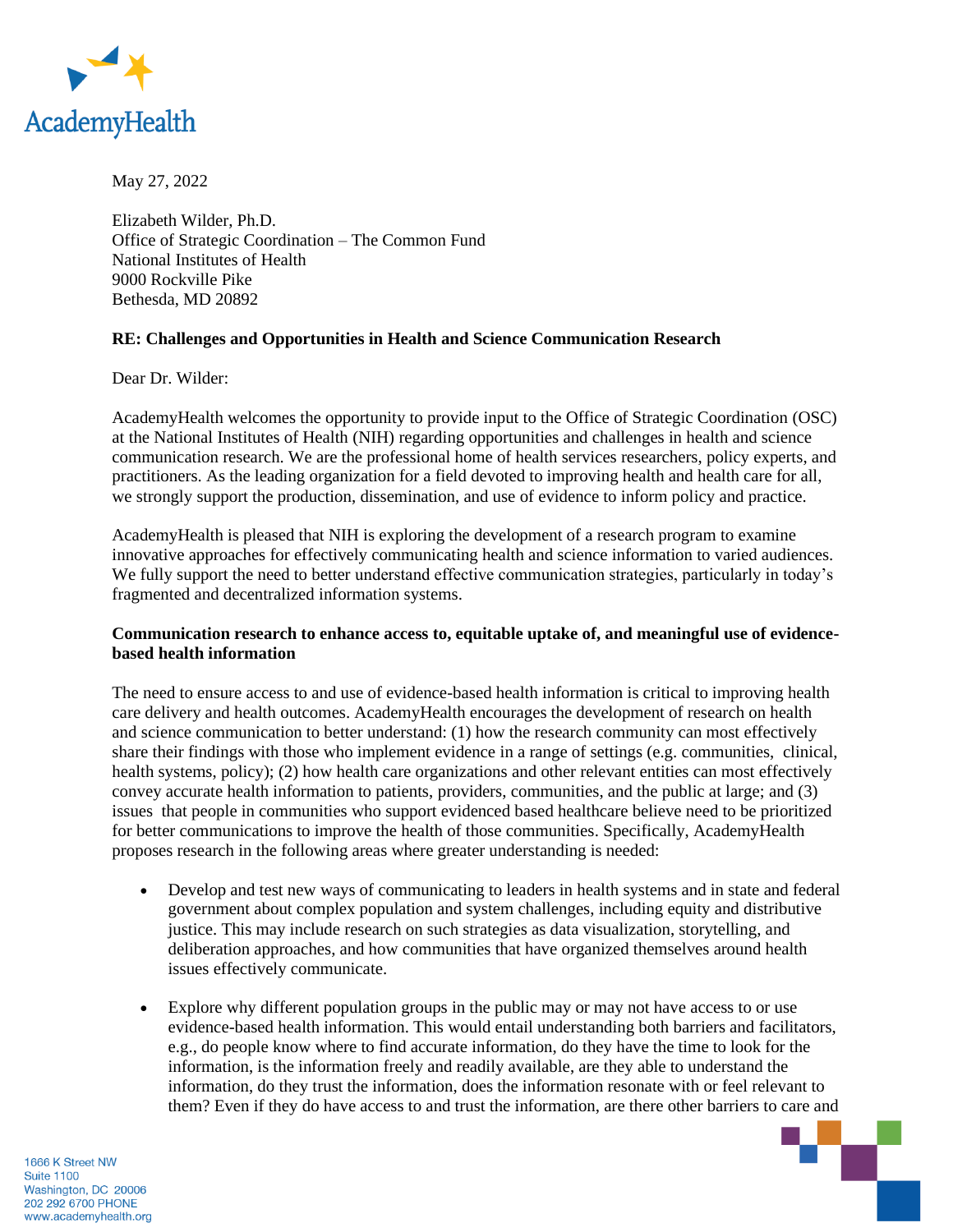AcademyHealth

May 27, 2022

Elizabeth Wilder, Ph.D.
Office of Strategic Coordination – The Common Fund
National Institutes of Health
9000 Rockville Pike
Bethesda, MD 20892

**RE: Challenges and Opportunities in Health and Science Communication Research**

Dear Dr. Wilder:

AcademyHealth welcomes the opportunity to provide input to the Office of Strategic Coordination (OSC) at the National Institutes of Health (NIH) regarding opportunities and challenges in health and science communication research. We are the professional home of health services researchers, policy experts, and practitioners. As the leading organization for a field devoted to improving health and health care for all, we strongly support the production, dissemination, and use of evidence to inform policy and practice.

AcademyHealth is pleased that NIH is exploring the development of a research program to examine innovative approaches for effectively communicating health and science information to varied audiences. We fully support the need to better understand effective communication strategies, particularly in today's fragmented and decentralized information systems.

**Communication research to enhance access to, equitable uptake of, and meaningful use of evidence-based health information**

The need to ensure access to and use of evidence-based health information is critical to improving health care delivery and health outcomes. AcademyHealth encourages the development of research on health and science communication to better understand: (1) how the research community can most effectively share their findings with those who implement evidence in a range of settings (e.g. communities, clinical, health systems, policy); (2) how health care organizations and other relevant entities can most effectively convey accurate health information to patients, providers, communities, and the public at large; and (3) issues that people in communities who support evidenced based healthcare believe need to be prioritized for better communications to improve the health of those communities. Specifically, AcademyHealth proposes research in the following areas where greater understanding is needed:

- Develop and test new ways of communicating to leaders in health systems and in state and federal government about complex population and system challenges, including equity and distributive justice. This may include research on such strategies as data visualization, storytelling, and deliberation approaches, and how communities that have organized themselves around health issues effectively communicate.

- Explore why different population groups in the public may or may not have access to or use evidence-based health information. This would entail understanding both barriers and facilitators, e.g., do people know where to find accurate information, do they have the time to look for the information, is the information freely and readily available, are they able to understand the information, do they trust the information, does the information resonate with or feel relevant to them? Even if they do have access to and trust the information, are there other barriers to care and

1666 K Street NW
Suite 1100
Washington, DC 20006
202 292 6700 PHONE
www.academyhealth.org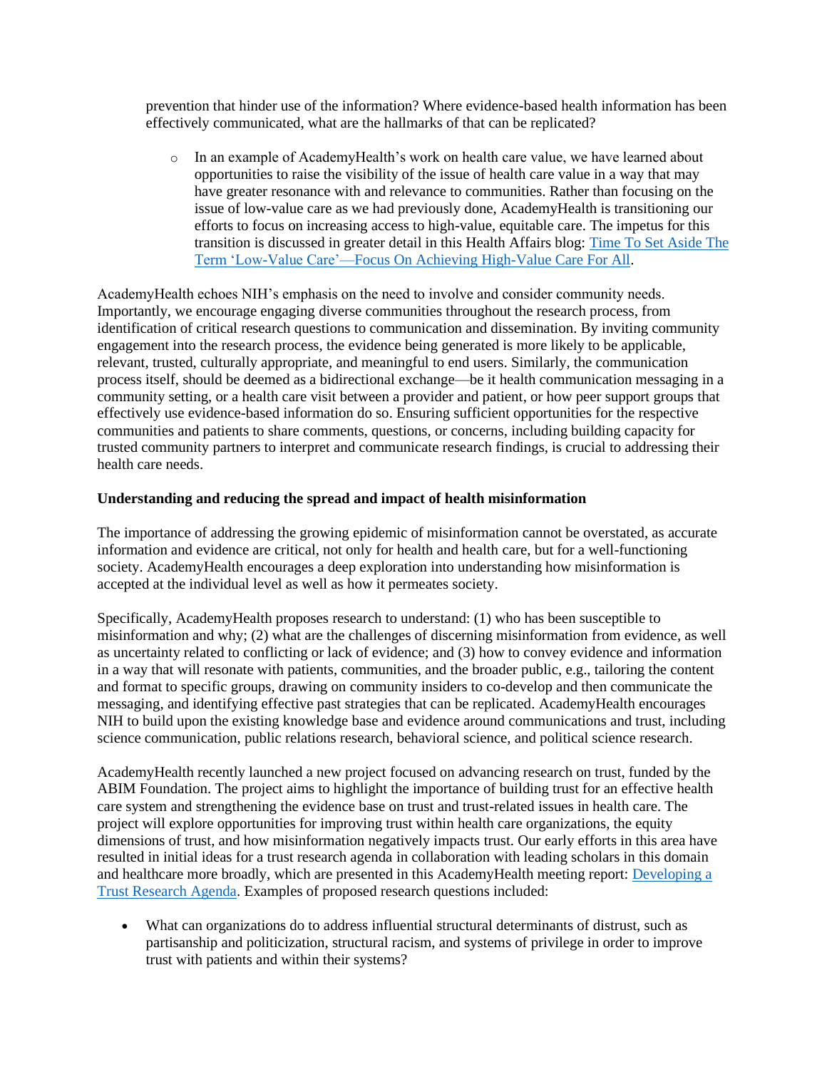prevention that hinder use of the information? Where evidence-based health information has been effectively communicated, what are the hallmarks of that can be replicated?

  - In an example of AcademyHealth's work on health care value, we have learned about opportunities to raise the visibility of the issue of health care value in a way that may have greater resonance with and relevance to communities. Rather than focusing on the issue of low-value care as we had previously done, AcademyHealth is transitioning our efforts to focus on increasing access to high-value, equitable care. The impetus for this transition is discussed in greater detail in this Health Affairs blog: [Time To Set Aside The Term 'Low-Value Care'—Focus On Achieving High-Value Care For All](#).

AcademyHealth echoes NIH's emphasis on the need to involve and consider community needs. Importantly, we encourage engaging diverse communities throughout the research process, from identification of critical research questions to communication and dissemination. By inviting community engagement into the research process, the evidence being generated is more likely to be applicable, relevant, trusted, culturally appropriate, and meaningful to end users. Similarly, the communication process itself, should be deemed as a bidirectional exchange—be it health communication messaging in a community setting, or a health care visit between a provider and patient, or how peer support groups that effectively use evidence-based information do so. Ensuring sufficient opportunities for the respective communities and patients to share comments, questions, or concerns, including building capacity for trusted community partners to interpret and communicate research findings, is crucial to addressing their health care needs.

**Understanding and reducing the spread and impact of health misinformation**

The importance of addressing the growing epidemic of misinformation cannot be overstated, as accurate information and evidence are critical, not only for health and health care, but for a well-functioning society. AcademyHealth encourages a deep exploration into understanding how misinformation is accepted at the individual level as well as how it permeates society.

Specifically, AcademyHealth proposes research to understand: (1) who has been susceptible to misinformation and why; (2) what are the challenges of discerning misinformation from evidence, as well as uncertainty related to conflicting or lack of evidence; and (3) how to convey evidence and information in a way that will resonate with patients, communities, and the broader public, e.g., tailoring the content and format to specific groups, drawing on community insiders to co-develop and then communicate the messaging, and identifying effective past strategies that can be replicated. AcademyHealth encourages NIH to build upon the existing knowledge base and evidence around communications and trust, including science communication, public relations research, behavioral science, and political science research.

AcademyHealth recently launched a new project focused on advancing research on trust, funded by the ABIM Foundation. The project aims to highlight the importance of building trust for an effective health care system and strengthening the evidence base on trust and trust-related issues in health care. The project will explore opportunities for improving trust within health care organizations, the equity dimensions of trust, and how misinformation negatively impacts trust. Our early efforts in this area have resulted in initial ideas for a trust research agenda in collaboration with leading scholars in this domain and healthcare more broadly, which are presented in this AcademyHealth meeting report: [Developing a Trust Research Agenda](#). Examples of proposed research questions included:

- What can organizations do to address influential structural determinants of distrust, such as partisanship and politicization, structural racism, and systems of privilege in order to improve trust with patients and within their systems?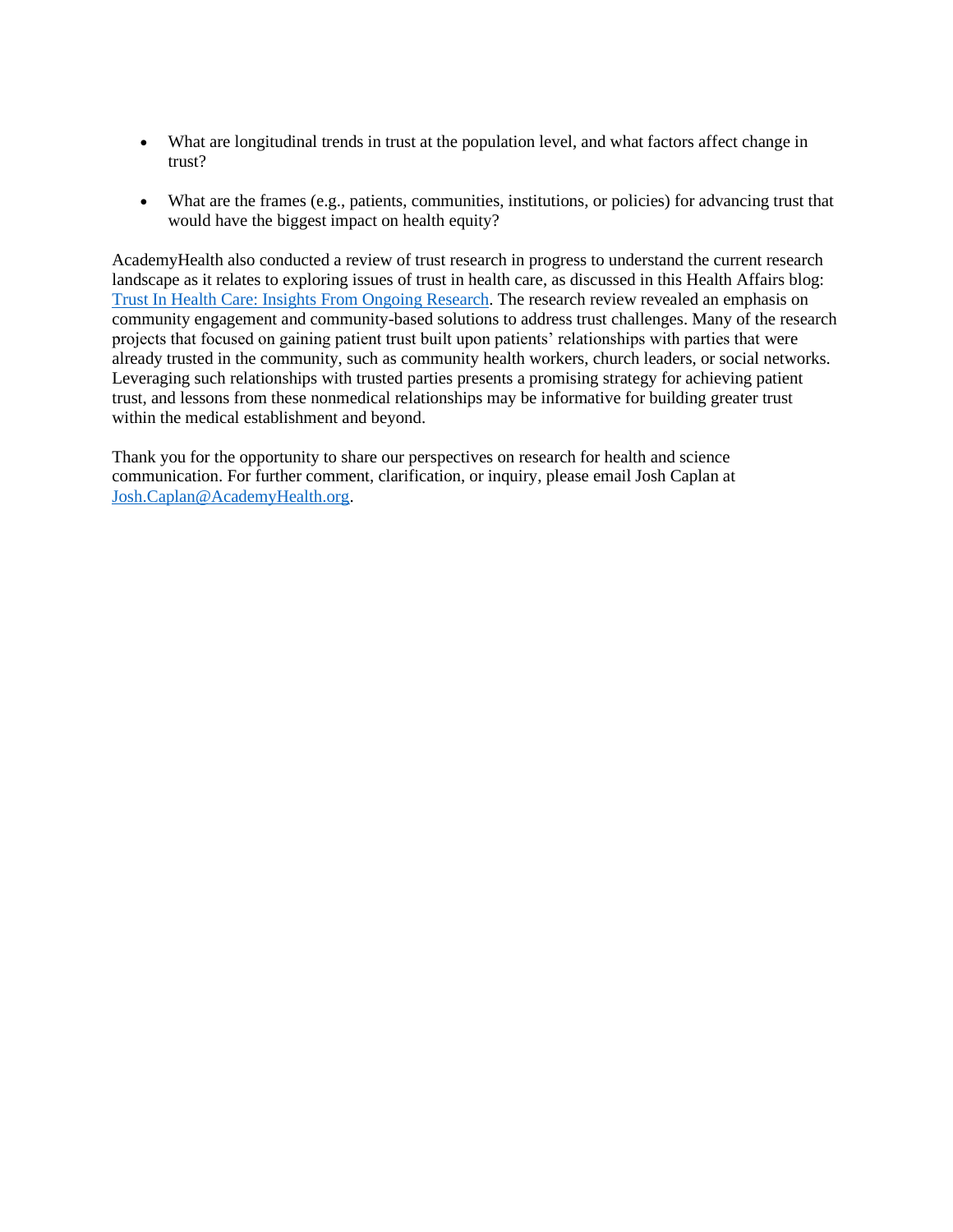- What are longitudinal trends in trust at the population level, and what factors affect change in trust?
- What are the frames (e.g., patients, communities, institutions, or policies) for advancing trust that would have the biggest impact on health equity?

AcademyHealth also conducted a review of trust research in progress to understand the current research landscape as it relates to exploring issues of trust in health care, as discussed in this Health Affairs blog: [Trust In Health Care: Insights From Ongoing Research](). The research review revealed an emphasis on community engagement and community-based solutions to address trust challenges. Many of the research projects that focused on gaining patient trust built upon patients' relationships with parties that were already trusted in the community, such as community health workers, church leaders, or social networks. Leveraging such relationships with trusted parties presents a promising strategy for achieving patient trust, and lessons from these nonmedical relationships may be informative for building greater trust within the medical establishment and beyond.

Thank you for the opportunity to share our perspectives on research for health and science communication. For further comment, clarification, or inquiry, please email Josh Caplan at [Josh.Caplan@AcademyHealth.org](mailto:Josh.Caplan@AcademyHealth.org).